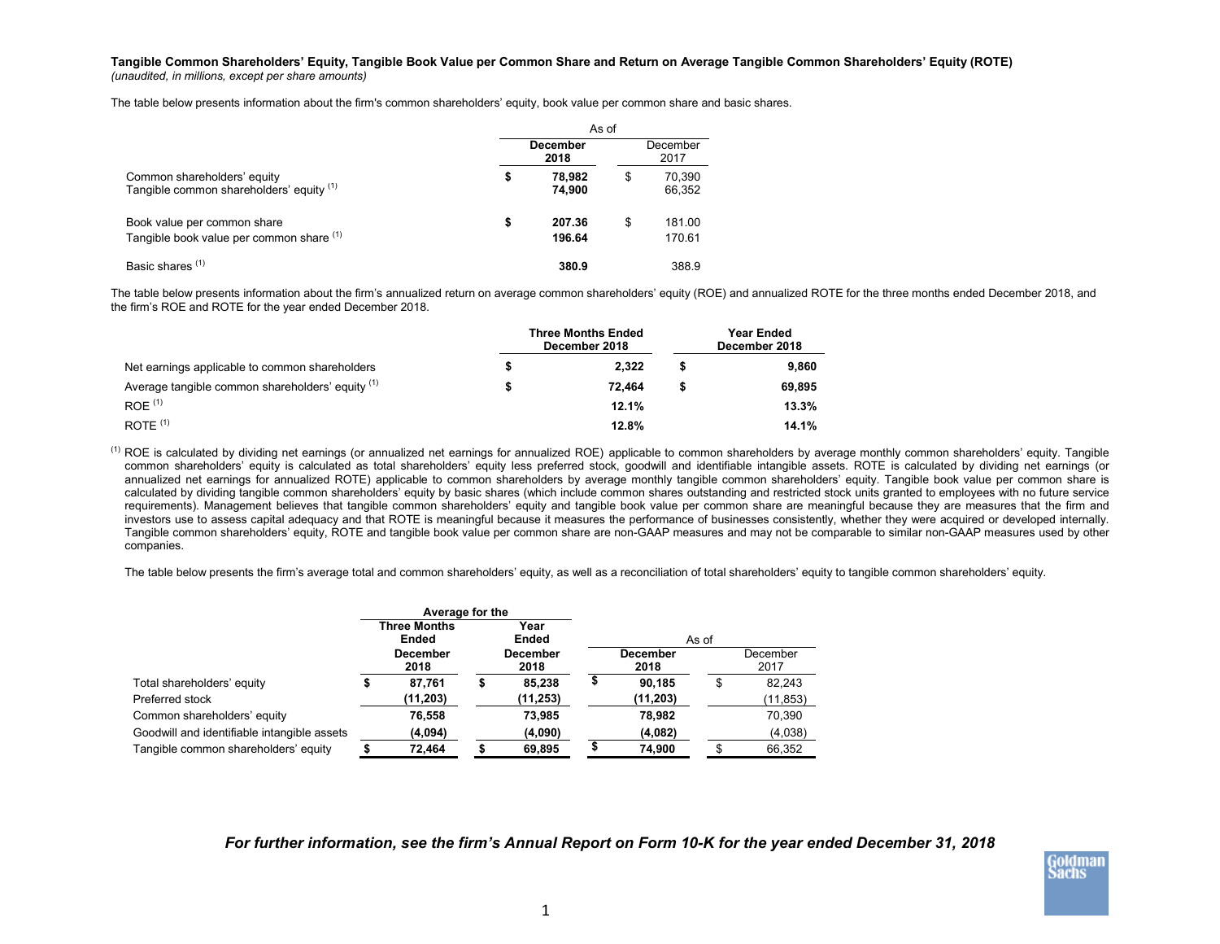**Tangible Common Shareholders' Equity, Tangible Book Value per Common Share and Return on Average Tangible Common Shareholders' Equity (ROTE)**
*(unaudited, in millions, except per share amounts)*

The table below presents information about the firm's common shareholders' equity, book value per common share and basic shares.

| | As of | |
|---|---|---|
| | **December 2018** | December 2017 |
| Common shareholders' equity | **$ 78,982** | $ 70,390 |
| Tangible common shareholders' equity [(1)] | **74,900** | 66,352 |
| Book value per common share | **$ 207.36** | $ 181.00 |
| Tangible book value per common share [(1)] | **196.64** | 170.61 |
| Basic shares [(1)] | **380.9** | 388.9 |

The table below presents information about the firm's annualized return on average common shareholders' equity (ROE) and annualized ROTE for the three months ended December 2018, and the firm's ROE and ROTE for the year ended December 2018.

| | **Three Months Ended December 2018** | **Year Ended December 2018** |
|---|---|---|
| Net earnings applicable to common shareholders | **$ 2,322** | **$ 9,860** |
| Average tangible common shareholders' equity [(1)] | **$ 72,464** | **$ 69,895** |
| ROE [(1)] | **12.1%** | **13.3%** |
| ROTE [(1)] | **12.8%** | **14.1%** |

[(1)] ROE is calculated by dividing net earnings (or annualized net earnings for annualized ROE) applicable to common shareholders by average monthly common shareholders' equity. Tangible common shareholders' equity is calculated as total shareholders' equity less preferred stock, goodwill and identifiable intangible assets. ROTE is calculated by dividing net earnings (or annualized net earnings for annualized ROTE) applicable to common shareholders by average monthly tangible common shareholders' equity. Tangible book value per common share is calculated by dividing tangible common shareholders' equity by basic shares (which include common shares outstanding and restricted stock units granted to employees with no future service requirements). Management believes that tangible common shareholders' equity and tangible book value per common share are meaningful because they are measures that the firm and investors use to assess capital adequacy and that ROTE is meaningful because it measures the performance of businesses consistently, whether they were acquired or developed internally. Tangible common shareholders' equity, ROTE and tangible book value per common share are non-GAAP measures and may not be comparable to similar non-GAAP measures used by other companies.

The table below presents the firm's average total and common shareholders' equity, as well as a reconciliation of total shareholders' equity to tangible common shareholders' equity.

| | **Average for the** | | As of | |
|---|---|---|---|---|
| | **Three Months Ended December 2018** | **Year Ended December 2018** | **December 2018** | December 2017 |
| Total shareholders' equity | **$ 87,761** | **$ 85,238** | **$ 90,185** | $ 82,243 |
| Preferred stock | **(11,203)** | **(11,253)** | **(11,203)** | (11,853) |
| Common shareholders' equity | **76,558** | **73,985** | **78,982** | 70,390 |
| Goodwill and identifiable intangible assets | **(4,094)** | **(4,090)** | **(4,082)** | (4,038) |
| Tangible common shareholders' equity | **$ 72,464** | **$ 69,895** | **$ 74,900** | $ 66,352 |

***For further information, see the firm's Annual Report on Form 10-K for the year ended December 31, 2018***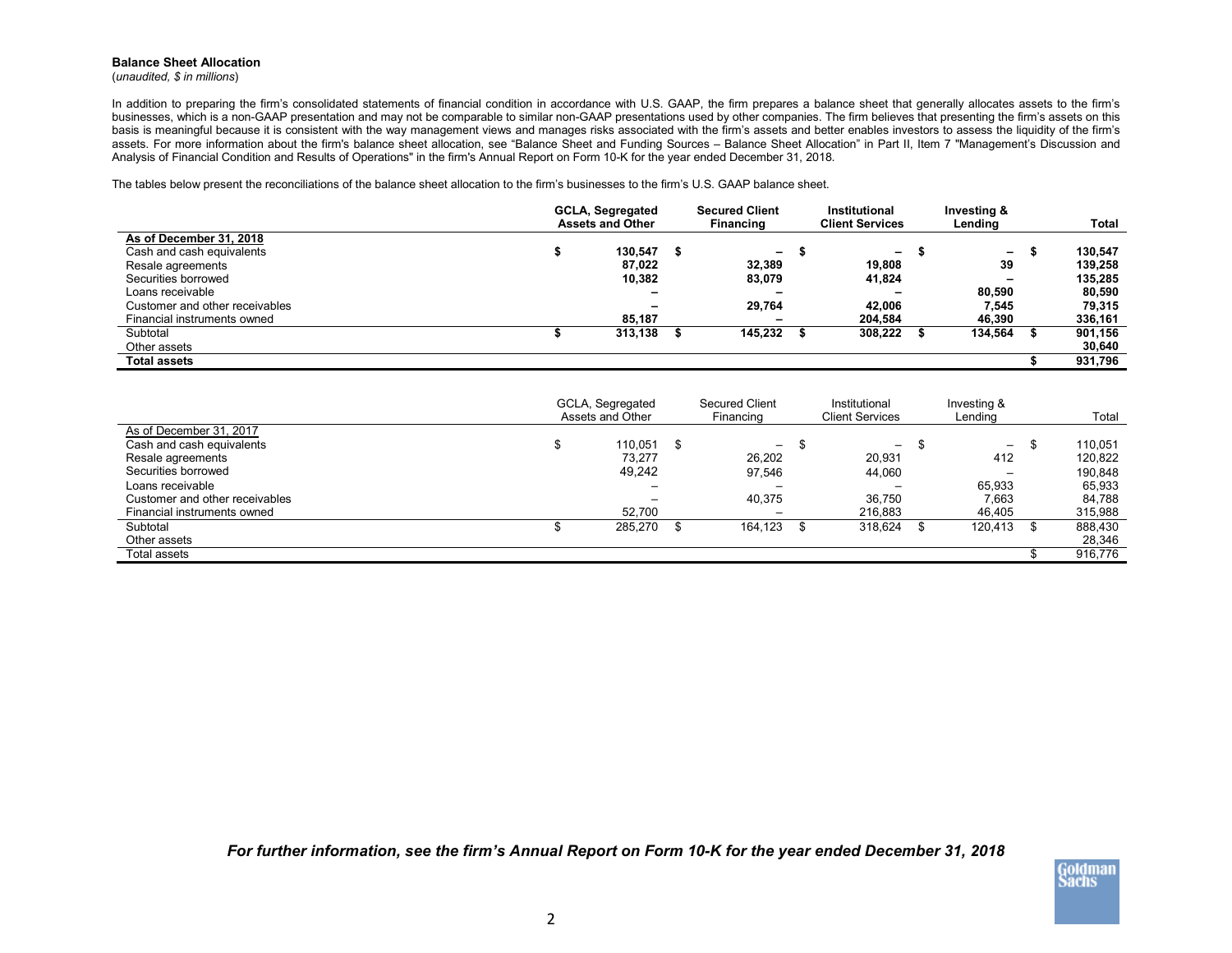**Balance Sheet Allocation**
(*unaudited, $ in millions*)

In addition to preparing the firm's consolidated statements of financial condition in accordance with U.S. GAAP, the firm prepares a balance sheet that generally allocates assets to the firm's businesses, which is a non-GAAP presentation and may not be comparable to similar non-GAAP presentations used by other companies. The firm believes that presenting the firm's assets on this basis is meaningful because it is consistent with the way management views and manages risks associated with the firm's assets and better enables investors to assess the liquidity of the firm's assets. For more information about the firm's balance sheet allocation, see "Balance Sheet and Funding Sources – Balance Sheet Allocation" in Part II, Item 7 "Management's Discussion and Analysis of Financial Condition and Results of Operations" in the firm's Annual Report on Form 10-K for the year ended December 31, 2018.

The tables below present the reconciliations of the balance sheet allocation to the firm's businesses to the firm's U.S. GAAP balance sheet.

| | GCLA, Segregated Assets and Other | Secured Client Financing | Institutional Client Services | Investing & Lending | Total |
|---|---|---|---|---|---|
| **As of December 31, 2018** | | | | | |
| Cash and cash equivalents | **$ 130,547** | **$ –** | **$ –** | **$ –** | **$ 130,547** |
| Resale agreements | **87,022** | **32,389** | **19,808** | **39** | **139,258** |
| Securities borrowed | **10,382** | **83,079** | **41,824** | **–** | **135,285** |
| Loans receivable | **–** | **–** | **–** | **80,590** | **80,590** |
| Customer and other receivables | **–** | **29,764** | **42,006** | **7,545** | **79,315** |
| Financial instruments owned | **85,187** | **–** | **204,584** | **46,390** | **336,161** |
| Subtotal | **$ 313,138** | **$ 145,232** | **$ 308,222** | **$ 134,564** | **$ 901,156** |
| Other assets | | | | | **30,640** |
| **Total assets** | | | | | **$ 931,796** |

| | GCLA, Segregated Assets and Other | Secured Client Financing | Institutional Client Services | Investing & Lending | Total |
|---|---|---|---|---|---|
| As of December 31, 2017 | | | | | |
| Cash and cash equivalents | $ 110,051 | $ – | $ – | $ – | $ 110,051 |
| Resale agreements | 73,277 | 26,202 | 20,931 | 412 | 120,822 |
| Securities borrowed | 49,242 | 97,546 | 44,060 | – | 190,848 |
| Loans receivable | – | – | – | 65,933 | 65,933 |
| Customer and other receivables | – | 40,375 | 36,750 | 7,663 | 84,788 |
| Financial instruments owned | 52,700 | – | 216,883 | 46,405 | 315,988 |
| Subtotal | $ 285,270 | $ 164,123 | $ 318,624 | $ 120,413 | $ 888,430 |
| Other assets | | | | | 28,346 |
| Total assets | | | | | $ 916,776 |

***For further information, see the firm's Annual Report on Form 10-K for the year ended December 31, 2018***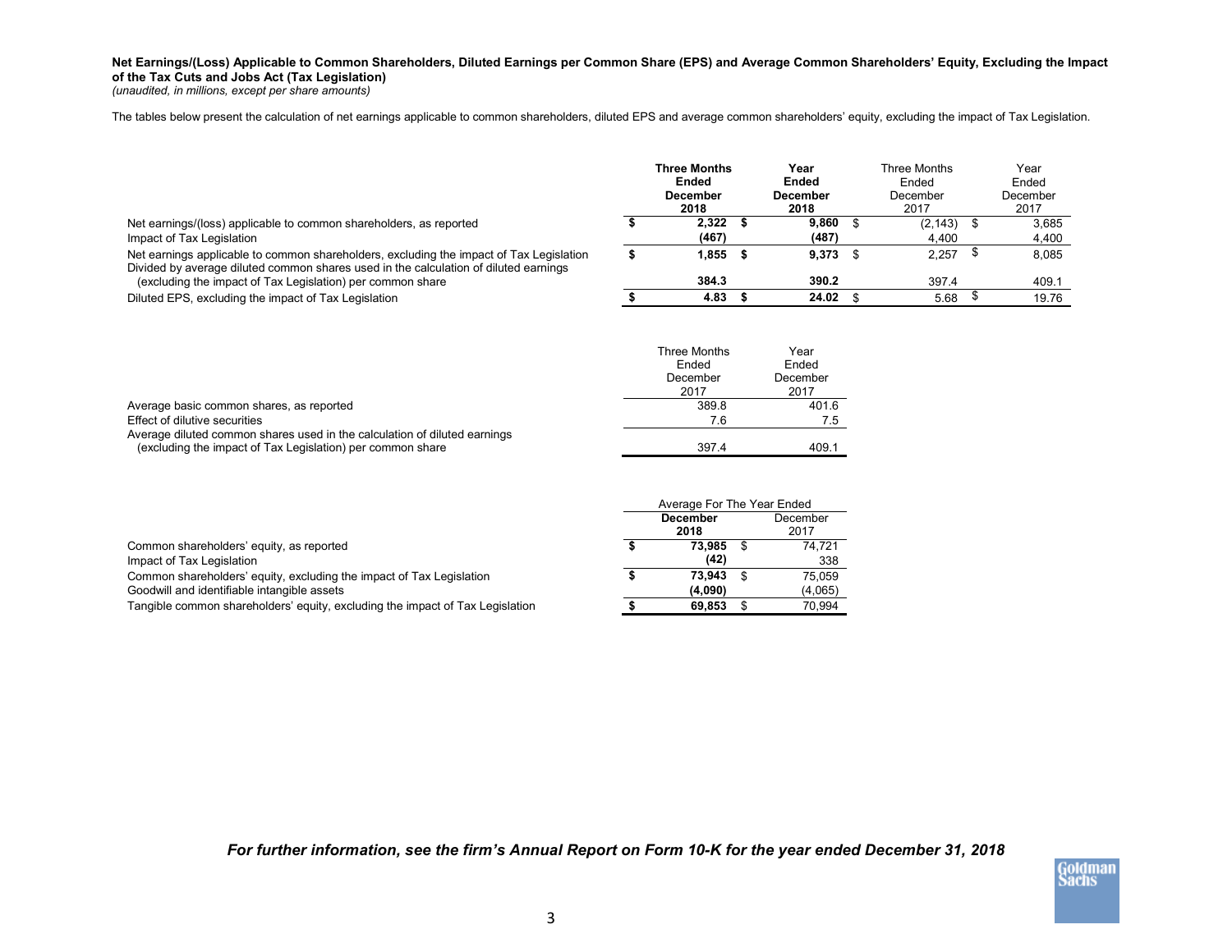**Net Earnings/(Loss) Applicable to Common Shareholders, Diluted Earnings per Common Share (EPS) and Average Common Shareholders' Equity, Excluding the Impact of the Tax Cuts and Jobs Act (Tax Legislation)**
*(unaudited, in millions, except per share amounts)*

The tables below present the calculation of net earnings applicable to common shareholders, diluted EPS and average common shareholders' equity, excluding the impact of Tax Legislation.

| | **Three Months Ended December 2018** | **Year Ended December 2018** | Three Months Ended December 2017 | Year Ended December 2017 |
|---|---|---|---|---|
| Net earnings/(loss) applicable to common shareholders, as reported | **$ 2,322** | **$ 9,860** | $ (2,143) | $ 3,685 |
| Impact of Tax Legislation | **(467)** | **(487)** | 4,400 | 4,400 |
| Net earnings applicable to common shareholders, excluding the impact of Tax Legislation | **$ 1,855** | **$ 9,373** | $ 2,257 | $ 8,085 |
| Divided by average diluted common shares used in the calculation of diluted earnings (excluding the impact of Tax Legislation) per common share | **384.3** | **390.2** | 397.4 | 409.1 |
| Diluted EPS, excluding the impact of Tax Legislation | **$ 4.83** | **$ 24.02** | $ 5.68 | $ 19.76 |

| | Three Months Ended December 2017 | Year Ended December 2017 |
|---|---|---|
| Average basic common shares, as reported | 389.8 | 401.6 |
| Effect of dilutive securities | 7.6 | 7.5 |
| Average diluted common shares used in the calculation of diluted earnings (excluding the impact of Tax Legislation) per common share | 397.4 | 409.1 |

| | Average For The Year Ended | |
|---|---|---|
| | **December 2018** | December 2017 |
| Common shareholders' equity, as reported | **$ 73,985** | $ 74,721 |
| Impact of Tax Legislation | **(42)** | 338 |
| Common shareholders' equity, excluding the impact of Tax Legislation | **$ 73,943** | $ 75,059 |
| Goodwill and identifiable intangible assets | **(4,090)** | (4,065) |
| Tangible common shareholders' equity, excluding the impact of Tax Legislation | **$ 69,853** | $ 70,994 |

***For further information, see the firm's Annual Report on Form 10-K for the year ended December 31, 2018***

Goldman Sachs